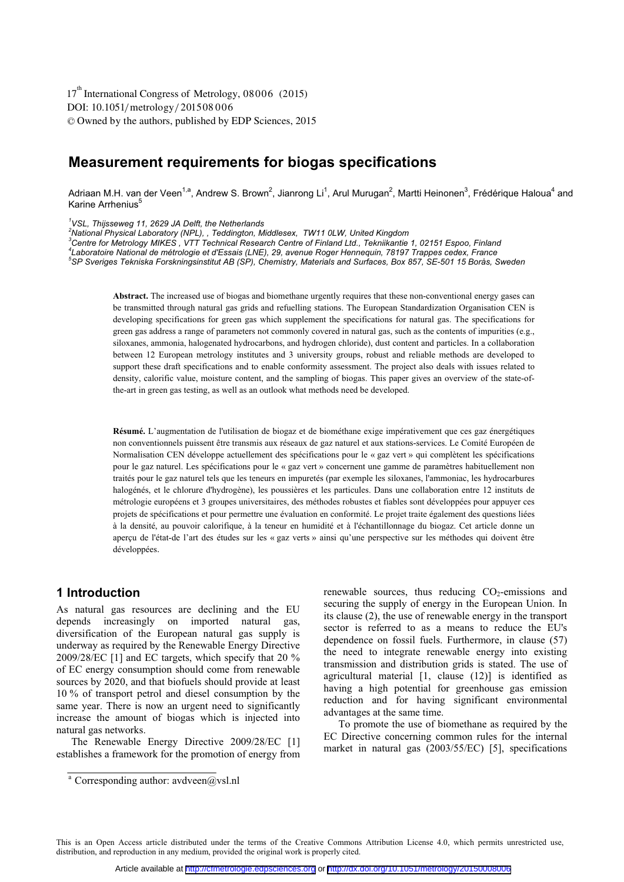# Measurement requirements for biogas specifications

Adriaan M.H. van der Veen[1,a], Andrew S. Brown[2], Jianrong Li[1], Arul Murugan[2], Martti Heinonen[3], Frédérique Haloua[4] and Karine Arrhenius[5]

[1] *VSL, Thijsseweg 11, 2629 JA Delft, the Netherlands*
[2] *National Physical Laboratory (NPL), , Teddington, Middlesex, TW11 0LW, United Kingdom*
[3] *Centre for Metrology MIKES , VTT Technical Research Centre of Finland Ltd., Tekniikantie 1, 02151 Espoo, Finland*
[4] *Laboratoire National de métrologie et d'Essais (LNE), 29, avenue Roger Hennequin, 78197 Trappes cedex, France*
[5] *SP Sveriges Tekniska Forskningsinstitut AB (SP), Chemistry, Materials and Surfaces, Box 857, SE-501 15 Borås, Sweden*

**Abstract.** The increased use of biogas and biomethane urgently requires that these non-conventional energy gases can be transmitted through natural gas grids and refuelling stations. The European Standardization Organisation CEN is developing specifications for green gas which supplement the specifications for natural gas. The specifications for green gas address a range of parameters not commonly covered in natural gas, such as the contents of impurities (e.g., siloxanes, ammonia, halogenated hydrocarbons, and hydrogen chloride), dust content and particles. In a collaboration between 12 European metrology institutes and 3 university groups, robust and reliable methods are developed to support these draft specifications and to enable conformity assessment. The project also deals with issues related to density, calorific value, moisture content, and the sampling of biogas. This paper gives an overview of the state-of-the-art in green gas testing, as well as an outlook what methods need be developed.

**Résumé.** L'augmentation de l'utilisation de biogaz et de biométhane exige impérativement que ces gaz énergétiques non conventionnels puissent être transmis aux réseaux de gaz naturel et aux stations-services. Le Comité Européen de Normalisation CEN développe actuellement des spécifications pour le « gaz vert » qui complètent les spécifications pour le gaz naturel. Les spécifications pour le « gaz vert » concernent une gamme de paramètres habituellement non traités pour le gaz naturel tels que les teneurs en impuretés (par exemple les siloxanes, l'ammoniac, les hydrocarbures halogénés, et le chlorure d'hydrogène), les poussières et les particules. Dans une collaboration entre 12 instituts de métrologie européens et 3 groupes universitaires, des méthodes robustes et fiables sont développées pour appuyer ces projets de spécifications et pour permettre une évaluation en conformité. Le projet traite également des questions liées à la densité, au pouvoir calorifique, à la teneur en humidité et à l'échantillonnage du biogaz. Cet article donne un aperçu de l'état-de l'art des études sur les « gaz verts » ainsi qu'une perspective sur les méthodes qui doivent être développées.

## 1 Introduction

As natural gas resources are declining and the EU depends increasingly on imported natural gas, diversification of the European natural gas supply is underway as required by the Renewable Energy Directive 2009/28/EC [1] and EC targets, which specify that 20 % of EC energy consumption should come from renewable sources by 2020, and that biofuels should provide at least 10 % of transport petrol and diesel consumption by the same year. There is now an urgent need to significantly increase the amount of biogas which is injected into natural gas networks.

The Renewable Energy Directive 2009/28/EC [1] establishes a framework for the promotion of energy from renewable sources, thus reducing $CO_2$-emissions and securing the supply of energy in the European Union. In its clause (2), the use of renewable energy in the transport sector is referred to as a means to reduce the EU's dependence on fossil fuels. Furthermore, in clause (57) the need to integrate renewable energy into existing transmission and distribution grids is stated. The use of agricultural material [1, clause (12)] is identified as having a high potential for greenhouse gas emission reduction and for having significant environmental advantages at the same time.

To promote the use of biomethane as required by the EC Directive concerning common rules for the internal market in natural gas (2003/55/EC) [5], specifications

[a] Corresponding author: avdveen@vsl.nl

This is an Open Access article distributed under the terms of the Creative Commons Attribution License 4.0, which permits unrestricted use, distribution, and reproduction in any medium, provided the original work is properly cited.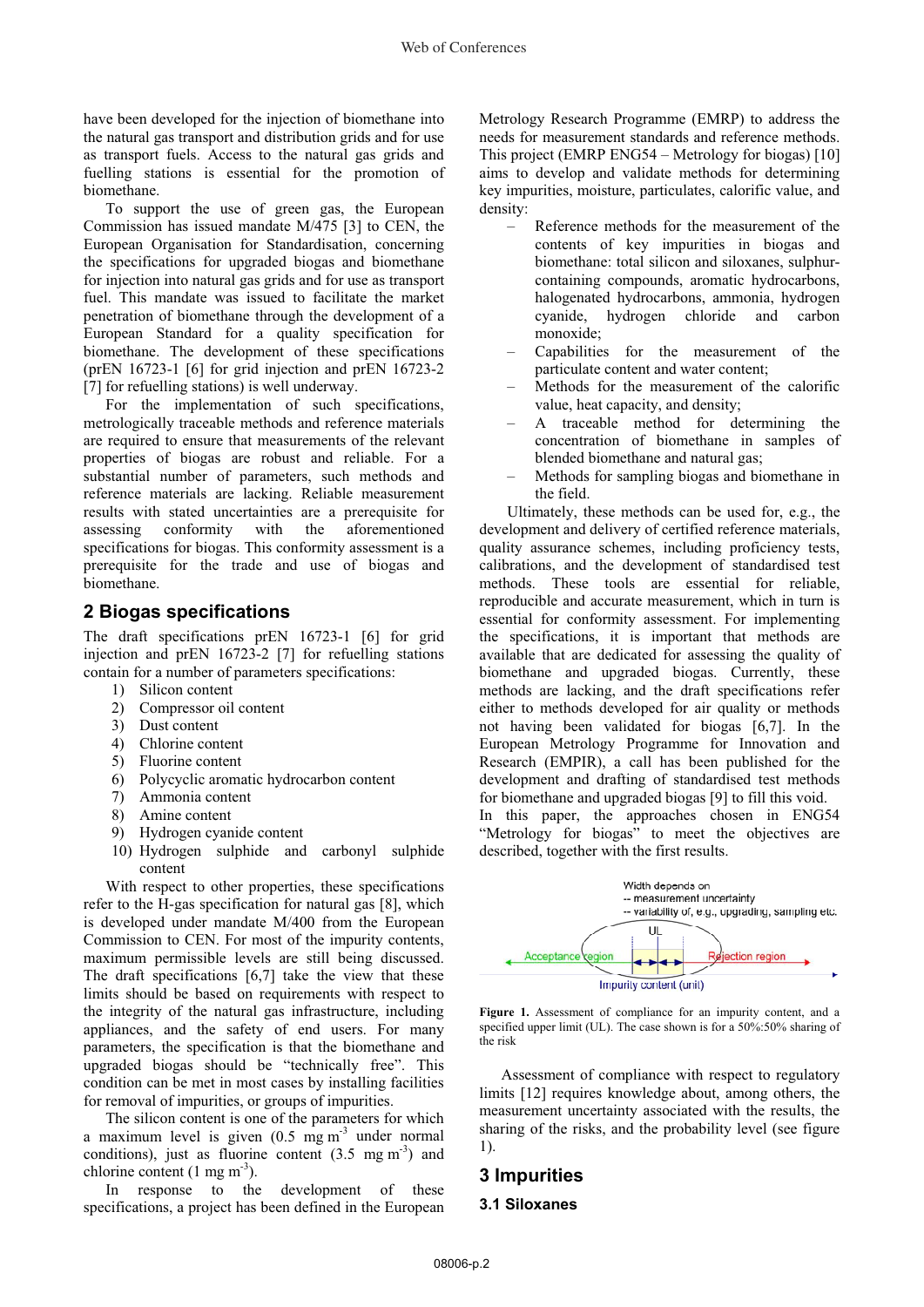have been developed for the injection of biomethane into the natural gas transport and distribution grids and for use as transport fuels. Access to the natural gas grids and fuelling stations is essential for the promotion of biomethane.

To support the use of green gas, the European Commission has issued mandate M/475 [3] to CEN, the European Organisation for Standardisation, concerning the specifications for upgraded biogas and biomethane for injection into natural gas grids and for use as transport fuel. This mandate was issued to facilitate the market penetration of biomethane through the development of a European Standard for a quality specification for biomethane. The development of these specifications (prEN 16723-1 [6] for grid injection and prEN 16723-2 [7] for refuelling stations) is well underway.

For the implementation of such specifications, metrologically traceable methods and reference materials are required to ensure that measurements of the relevant properties of biogas are robust and reliable. For a substantial number of parameters, such methods and reference materials are lacking. Reliable measurement results with stated uncertainties are a prerequisite for assessing conformity with the aforementioned specifications for biogas. This conformity assessment is a prerequisite for the trade and use of biogas and biomethane.

## 2 Biogas specifications

The draft specifications prEN 16723-1 [6] for grid injection and prEN 16723-2 [7] for refuelling stations contain for a number of parameters specifications:

1) Silicon content
2) Compressor oil content
3) Dust content
4) Chlorine content
5) Fluorine content
6) Polycyclic aromatic hydrocarbon content
7) Ammonia content
8) Amine content
9) Hydrogen cyanide content
10) Hydrogen sulphide and carbonyl sulphide content

With respect to other properties, these specifications refer to the H-gas specification for natural gas [8], which is developed under mandate M/400 from the European Commission to CEN. For most of the impurity contents, maximum permissible levels are still being discussed. The draft specifications [6,7] take the view that these limits should be based on requirements with respect to the integrity of the natural gas infrastructure, including appliances, and the safety of end users. For many parameters, the specification is that the biomethane and upgraded biogas should be "technically free". This condition can be met in most cases by installing facilities for removal of impurities, or groups of impurities.

The silicon content is one of the parameters for which a maximum level is given (0.5 mg $m^{-3}$ under normal conditions), just as fluorine content (3.5 mg $m^{-3}$) and chlorine content (1 mg $m^{-3}$).

In response to the development of these specifications, a project has been defined in the European Metrology Research Programme (EMRP) to address the needs for measurement standards and reference methods. This project (EMRP ENG54 – Metrology for biogas) [10] aims to develop and validate methods for determining key impurities, moisture, particulates, calorific value, and density:

- Reference methods for the measurement of the contents of key impurities in biogas and biomethane: total silicon and siloxanes, sulphur-containing compounds, aromatic hydrocarbons, halogenated hydrocarbons, ammonia, hydrogen cyanide, hydrogen chloride and carbon monoxide;
- Capabilities for the measurement of the particulate content and water content;
- Methods for the measurement of the calorific value, heat capacity, and density;
- A traceable method for determining the concentration of biomethane in samples of blended biomethane and natural gas;
- Methods for sampling biogas and biomethane in the field.

Ultimately, these methods can be used for, e.g., the development and delivery of certified reference materials, quality assurance schemes, including proficiency tests, calibrations, and the development of standardised test methods. These tools are essential for reliable, reproducible and accurate measurement, which in turn is essential for conformity assessment. For implementing the specifications, it is important that methods are available that are dedicated for assessing the quality of biomethane and upgraded biogas. Currently, these methods are lacking, and the draft specifications refer either to methods developed for air quality or methods not having been validated for biogas [6,7]. In the European Metrology Programme for Innovation and Research (EMPIR), a call has been published for the development and drafting of standardised test methods for biomethane and upgraded biogas [9] to fill this void.

In this paper, the approaches chosen in ENG54 "Metrology for biogas" to meet the objectives are described, together with the first results.

Width depends on
-- measurement uncertainty
-- variability of, e.g., upgrading, sampling etc.

UL

Acceptance region — Rejection region

Impurity content (unit)

**Figure 1.** Assessment of compliance for an impurity content, and a specified upper limit (UL). The case shown is for a 50%:50% sharing of the risk

Assessment of compliance with respect to regulatory limits [12] requires knowledge about, among others, the measurement uncertainty associated with the results, the sharing of the risks, and the probability level (see figure 1).

## 3 Impurities

### 3.1 Siloxanes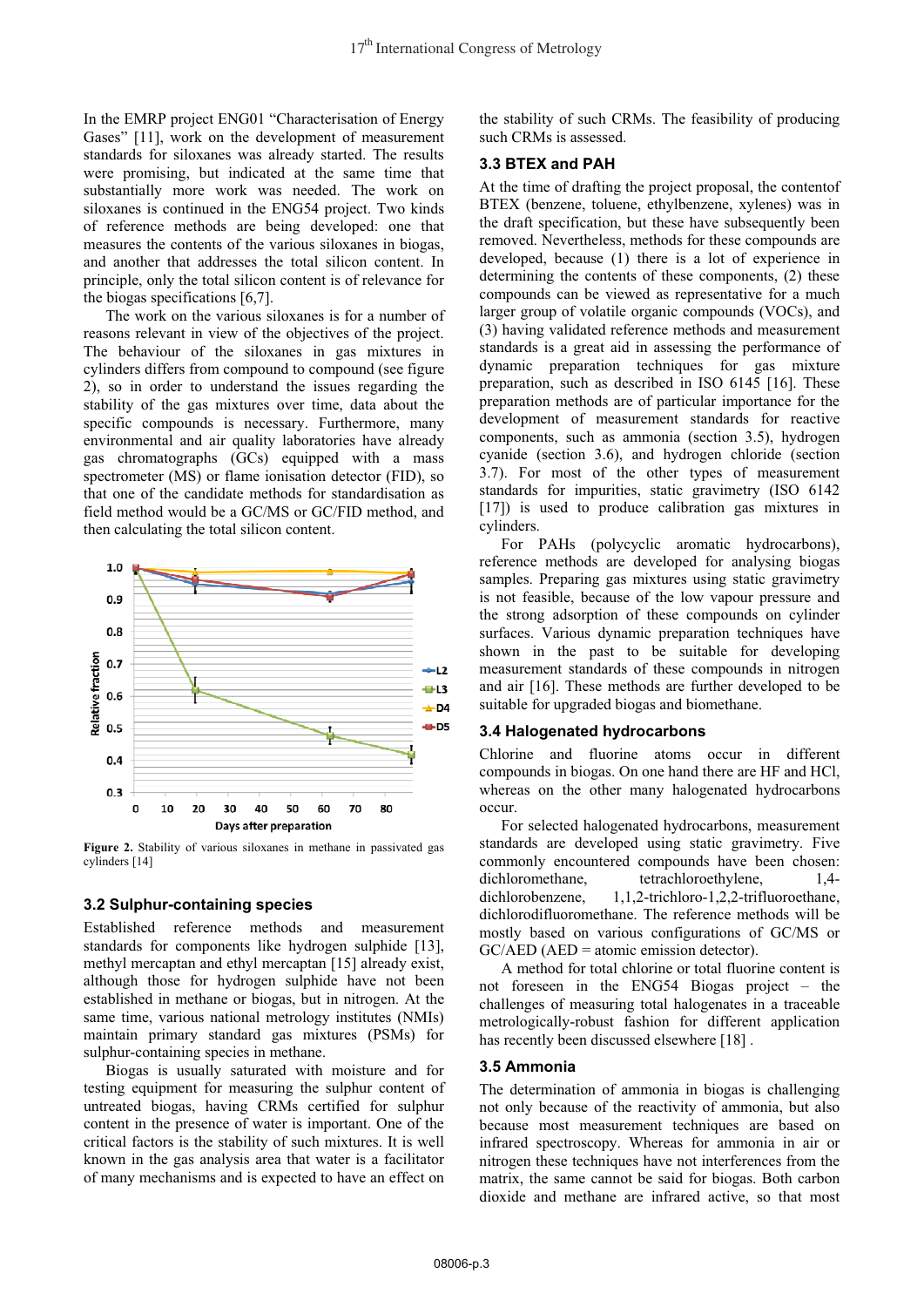In the EMRP project ENG01 "Characterisation of Energy Gases" [11], work on the development of measurement standards for siloxanes was already started. The results were promising, but indicated at the same time that substantially more work was needed. The work on siloxanes is continued in the ENG54 project. Two kinds of reference methods are being developed: one that measures the contents of the various siloxanes in biogas, and another that addresses the total silicon content. In principle, only the total silicon content is of relevance for the biogas specifications [6,7].

The work on the various siloxanes is for a number of reasons relevant in view of the objectives of the project. The behaviour of the siloxanes in gas mixtures in cylinders differs from compound to compound (see figure 2), so in order to understand the issues regarding the stability of the gas mixtures over time, data about the specific compounds is necessary. Furthermore, many environmental and air quality laboratories have already gas chromatographs (GCs) equipped with a mass spectrometer (MS) or flame ionisation detector (FID), so that one of the candidate methods for standardisation as field method would be a GC/MS or GC/FID method, and then calculating the total silicon content.

**Figure 2.** Stability of various siloxanes in methane in passivated gas cylinders [14]

### 3.2 Sulphur-containing species

Established reference methods and measurement standards for components like hydrogen sulphide [13], methyl mercaptan and ethyl mercaptan [15] already exist, although those for hydrogen sulphide have not been established in methane or biogas, but in nitrogen. At the same time, various national metrology institutes (NMIs) maintain primary standard gas mixtures (PSMs) for sulphur-containing species in methane.

Biogas is usually saturated with moisture and for testing equipment for measuring the sulphur content of untreated biogas, having CRMs certified for sulphur content in the presence of water is important. One of the critical factors is the stability of such mixtures. It is well known in the gas analysis area that water is a facilitator of many mechanisms and is expected to have an effect on the stability of such CRMs. The feasibility of producing such CRMs is assessed.

### 3.3 BTEX and PAH

At the time of drafting the project proposal, the contentof BTEX (benzene, toluene, ethylbenzene, xylenes) was in the draft specification, but these have subsequently been removed. Nevertheless, methods for these compounds are developed, because (1) there is a lot of experience in determining the contents of these components, (2) these compounds can be viewed as representative for a much larger group of volatile organic compounds (VOCs), and (3) having validated reference methods and measurement standards is a great aid in assessing the performance of dynamic preparation techniques for gas mixture preparation, such as described in ISO 6145 [16]. These preparation methods are of particular importance for the development of measurement standards for reactive components, such as ammonia (section 3.5), hydrogen cyanide (section 3.6), and hydrogen chloride (section 3.7). For most of the other types of measurement standards for impurities, static gravimetry (ISO 6142 [17]) is used to produce calibration gas mixtures in cylinders.

For PAHs (polycyclic aromatic hydrocarbons), reference methods are developed for analysing biogas samples. Preparing gas mixtures using static gravimetry is not feasible, because of the low vapour pressure and the strong adsorption of these compounds on cylinder surfaces. Various dynamic preparation techniques have shown in the past to be suitable for developing measurement standards of these compounds in nitrogen and air [16]. These methods are further developed to be suitable for upgraded biogas and biomethane.

### 3.4 Halogenated hydrocarbons

Chlorine and fluorine atoms occur in different compounds in biogas. On one hand there are HF and HCl, whereas on the other many halogenated hydrocarbons occur.

For selected halogenated hydrocarbons, measurement standards are developed using static gravimetry. Five commonly encountered compounds have been chosen: dichloromethane, tetrachloroethylene, 1,4-dichlorobenzene, 1,1,2-trichloro-1,2,2-trifluoroethane, dichlorodifluoromethane. The reference methods will be mostly based on various configurations of GC/MS or GC/AED (AED = atomic emission detector).

A method for total chlorine or total fluorine content is not foreseen in the ENG54 Biogas project – the challenges of measuring total halogenates in a traceable metrologically-robust fashion for different application has recently been discussed elsewhere [18] .

### 3.5 Ammonia

The determination of ammonia in biogas is challenging not only because of the reactivity of ammonia, but also because most measurement techniques are based on infrared spectroscopy. Whereas for ammonia in air or nitrogen these techniques have not interferences from the matrix, the same cannot be said for biogas. Both carbon dioxide and methane are infrared active, so that most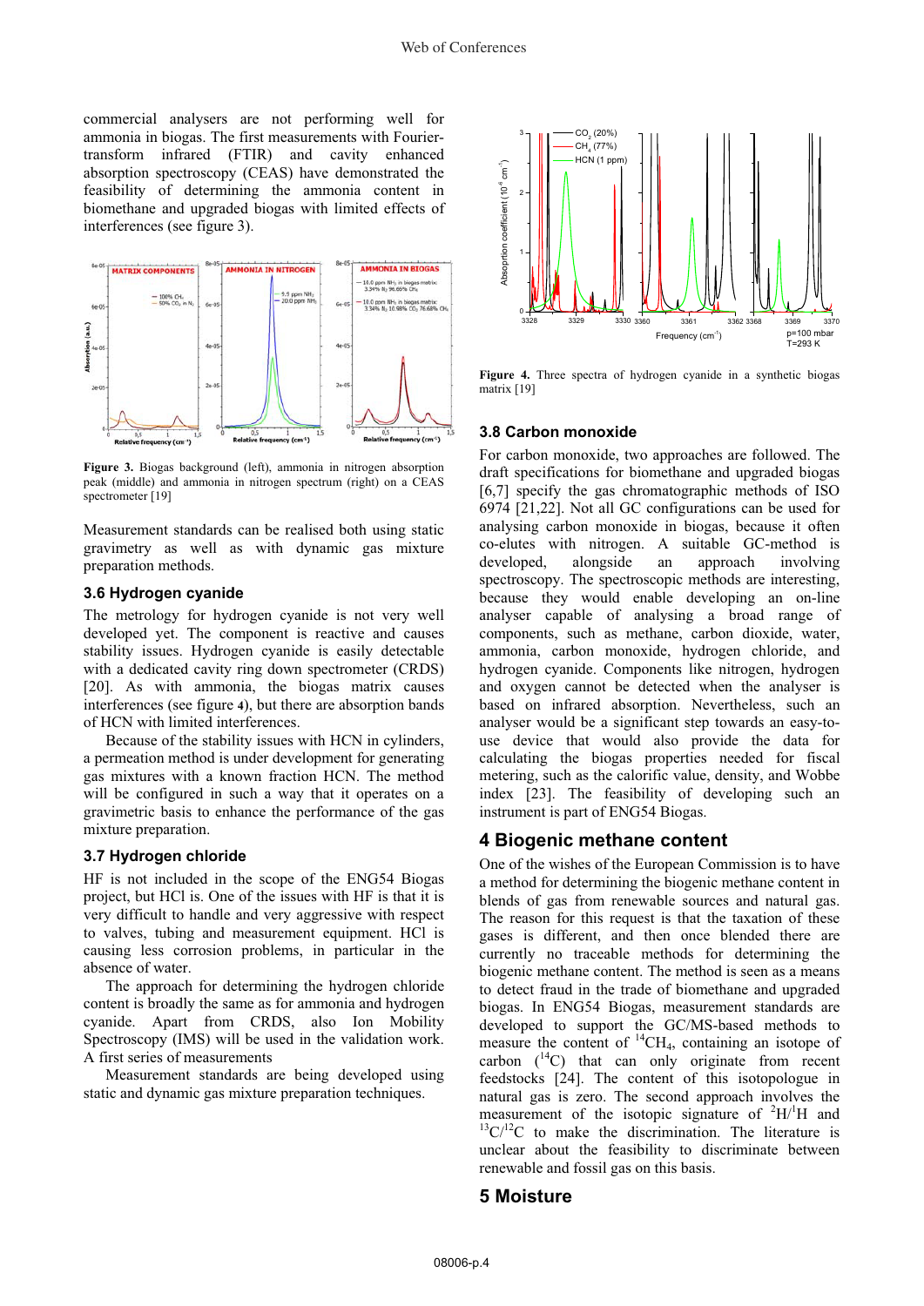commercial analysers are not performing well for ammonia in biogas. The first measurements with Fourier-transform infrared (FTIR) and cavity enhanced absorption spectroscopy (CEAS) have demonstrated the feasibility of determining the ammonia content in biomethane and upgraded biogas with limited effects of interferences (see figure 3).

**Figure 3.** Biogas background (left), ammonia in nitrogen absorption peak (middle) and ammonia in nitrogen spectrum (right) on a CEAS spectrometer [19]

Measurement standards can be realised both using static gravimetry as well as with dynamic gas mixture preparation methods.

### 3.6 Hydrogen cyanide

The metrology for hydrogen cyanide is not very well developed yet. The component is reactive and causes stability issues. Hydrogen cyanide is easily detectable with a dedicated cavity ring down spectrometer (CRDS) [20]. As with ammonia, the biogas matrix causes interferences (see figure **4**), but there are absorption bands of HCN with limited interferences.

Because of the stability issues with HCN in cylinders, a permeation method is under development for generating gas mixtures with a known fraction HCN. The method will be configured in such a way that it operates on a gravimetric basis to enhance the performance of the gas mixture preparation.

### 3.7 Hydrogen chloride

HF is not included in the scope of the ENG54 Biogas project, but HCl is. One of the issues with HF is that it is very difficult to handle and very aggressive with respect to valves, tubing and measurement equipment. HCl is causing less corrosion problems, in particular in the absence of water.

The approach for determining the hydrogen chloride content is broadly the same as for ammonia and hydrogen cyanide. Apart from CRDS, also Ion Mobility Spectroscopy (IMS) will be used in the validation work. A first series of measurements

Measurement standards are being developed using static and dynamic gas mixture preparation techniques.

**Figure 4.** Three spectra of hydrogen cyanide in a synthetic biogas matrix [19]

### 3.8 Carbon monoxide

For carbon monoxide, two approaches are followed. The draft specifications for biomethane and upgraded biogas [6,7] specify the gas chromatographic methods of ISO 6974 [21,22]. Not all GC configurations can be used for analysing carbon monoxide in biogas, because it often co-elutes with nitrogen. A suitable GC-method is developed, alongside an approach involving spectroscopy. The spectroscopic methods are interesting, because they would enable developing an on-line analyser capable of analysing a broad range of components, such as methane, carbon dioxide, water, ammonia, carbon monoxide, hydrogen chloride, and hydrogen cyanide. Components like nitrogen, hydrogen and oxygen cannot be detected when the analyser is based on infrared absorption. Nevertheless, such an analyser would be a significant step towards an easy-to-use device that would also provide the data for calculating the biogas properties needed for fiscal metering, such as the calorific value, density, and Wobbe index [23]. The feasibility of developing such an instrument is part of ENG54 Biogas.

## 4 Biogenic methane content

One of the wishes of the European Commission is to have a method for determining the biogenic methane content in blends of gas from renewable sources and natural gas. The reason for this request is that the taxation of these gases is different, and then once blended there are currently no traceable methods for determining the biogenic methane content. The method is seen as a means to detect fraud in the trade of biomethane and upgraded biogas. In ENG54 Biogas, measurement standards are developed to support the GC/MS-based methods to measure the content of $^{14}CH_4$, containing an isotope of carbon ($^{14}C$) that can only originate from recent feedstocks [24]. The content of this isotopologue in natural gas is zero. The second approach involves the measurement of the isotopic signature of $^{2}H/^{1}H$ and $^{13}C/^{12}C$ to make the discrimination. The literature is unclear about the feasibility to discriminate between renewable and fossil gas on this basis.

## 5 Moisture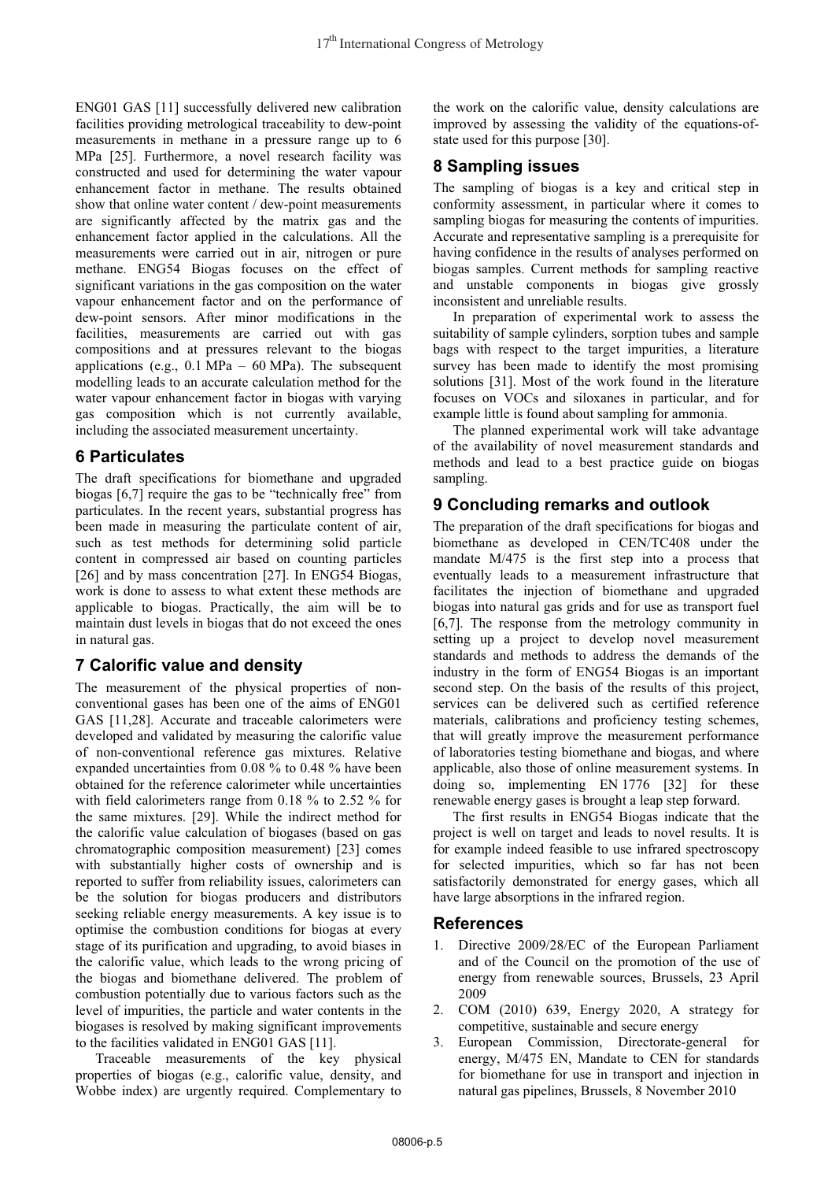ENG01 GAS [11] successfully delivered new calibration facilities providing metrological traceability to dew-point measurements in methane in a pressure range up to 6 MPa [25]. Furthermore, a novel research facility was constructed and used for determining the water vapour enhancement factor in methane. The results obtained show that online water content / dew-point measurements are significantly affected by the matrix gas and the enhancement factor applied in the calculations. All the measurements were carried out in air, nitrogen or pure methane. ENG54 Biogas focuses on the effect of significant variations in the gas composition on the water vapour enhancement factor and on the performance of dew-point sensors. After minor modifications in the facilities, measurements are carried out with gas compositions and at pressures relevant to the biogas applications (e.g., 0.1 MPa – 60 MPa). The subsequent modelling leads to an accurate calculation method for the water vapour enhancement factor in biogas with varying gas composition which is not currently available, including the associated measurement uncertainty.

## 6 Particulates

The draft specifications for biomethane and upgraded biogas [6,7] require the gas to be "technically free" from particulates. In the recent years, substantial progress has been made in measuring the particulate content of air, such as test methods for determining solid particle content in compressed air based on counting particles [26] and by mass concentration [27]. In ENG54 Biogas, work is done to assess to what extent these methods are applicable to biogas. Practically, the aim will be to maintain dust levels in biogas that do not exceed the ones in natural gas.

## 7 Calorific value and density

The measurement of the physical properties of non-conventional gases has been one of the aims of ENG01 GAS [11,28]. Accurate and traceable calorimeters were developed and validated by measuring the calorific value of non-conventional reference gas mixtures. Relative expanded uncertainties from 0.08 % to 0.48 % have been obtained for the reference calorimeter while uncertainties with field calorimeters range from 0.18 % to 2.52 % for the same mixtures. [29]. While the indirect method for the calorific value calculation of biogases (based on gas chromatographic composition measurement) [23] comes with substantially higher costs of ownership and is reported to suffer from reliability issues, calorimeters can be the solution for biogas producers and distributors seeking reliable energy measurements. A key issue is to optimise the combustion conditions for biogas at every stage of its purification and upgrading, to avoid biases in the calorific value, which leads to the wrong pricing of the biogas and biomethane delivered. The problem of combustion potentially due to various factors such as the level of impurities, the particle and water contents in the biogases is resolved by making significant improvements to the facilities validated in ENG01 GAS [11].

Traceable measurements of the key physical properties of biogas (e.g., calorific value, density, and Wobbe index) are urgently required. Complementary to the work on the calorific value, density calculations are improved by assessing the validity of the equations-of-state used for this purpose [30].

## 8 Sampling issues

The sampling of biogas is a key and critical step in conformity assessment, in particular where it comes to sampling biogas for measuring the contents of impurities. Accurate and representative sampling is a prerequisite for having confidence in the results of analyses performed on biogas samples. Current methods for sampling reactive and unstable components in biogas give grossly inconsistent and unreliable results.

In preparation of experimental work to assess the suitability of sample cylinders, sorption tubes and sample bags with respect to the target impurities, a literature survey has been made to identify the most promising solutions [31]. Most of the work found in the literature focuses on VOCs and siloxanes in particular, and for example little is found about sampling for ammonia.

The planned experimental work will take advantage of the availability of novel measurement standards and methods and lead to a best practice guide on biogas sampling.

## 9 Concluding remarks and outlook

The preparation of the draft specifications for biogas and biomethane as developed in CEN/TC408 under the mandate M/475 is the first step into a process that eventually leads to a measurement infrastructure that facilitates the injection of biomethane and upgraded biogas into natural gas grids and for use as transport fuel [6,7]. The response from the metrology community in setting up a project to develop novel measurement standards and methods to address the demands of the industry in the form of ENG54 Biogas is an important second step. On the basis of the results of this project, services can be delivered such as certified reference materials, calibrations and proficiency testing schemes, that will greatly improve the measurement performance of laboratories testing biomethane and biogas, and where applicable, also those of online measurement systems. In doing so, implementing EN 1776 [32] for these renewable energy gases is brought a leap step forward.

The first results in ENG54 Biogas indicate that the project is well on target and leads to novel results. It is for example indeed feasible to use infrared spectroscopy for selected impurities, which so far has not been satisfactorily demonstrated for energy gases, which all have large absorptions in the infrared region.

## References

1. Directive 2009/28/EC of the European Parliament and of the Council on the promotion of the use of energy from renewable sources, Brussels, 23 April 2009
2. COM (2010) 639, Energy 2020, A strategy for competitive, sustainable and secure energy
3. European Commission, Directorate-general for energy, M/475 EN, Mandate to CEN for standards for biomethane for use in transport and injection in natural gas pipelines, Brussels, 8 November 2010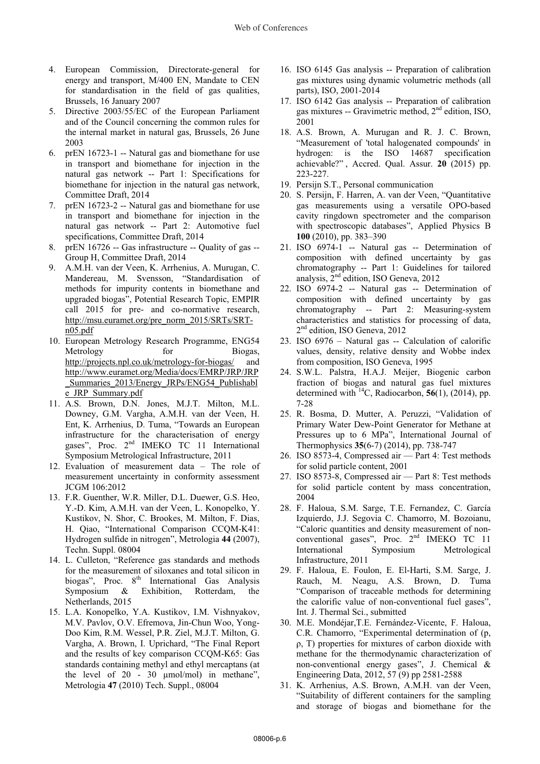4. European Commission, Directorate-general for energy and transport, M/400 EN, Mandate to CEN for standardisation in the field of gas qualities, Brussels, 16 January 2007
5. Directive 2003/55/EC of the European Parliament and of the Council concerning the common rules for the internal market in natural gas, Brussels, 26 June 2003
6. prEN 16723-1 -- Natural gas and biomethane for use in transport and biomethane for injection in the natural gas network -- Part 1: Specifications for biomethane for injection in the natural gas network, Committee Draft, 2014
7. prEN 16723-2 -- Natural gas and biomethane for use in transport and biomethane for injection in the natural gas network -- Part 2: Automotive fuel specifications, Committee Draft, 2014
8. prEN 16726 -- Gas infrastructure -- Quality of gas -- Group H, Committee Draft, 2014
9. A.M.H. van der Veen, K. Arrhenius, A. Murugan, C. Mandereau, M. Svensson, "Standardisation of methods for impurity contents in biomethane and upgraded biogas", Potential Research Topic, EMPIR call 2015 for pre- and co-normative research, http://msu.euramet.org/pre_norm_2015/SRTs/SRT-n05.pdf
10. European Metrology Research Programme, ENG54 Metrology for Biogas, http://projects.npl.co.uk/metrology-for-biogas/ and http://www.euramet.org/Media/docs/EMRP/JRP/JRP_Summaries_2013/Energy_JRPs/ENG54_Publishable_JRP_Summary.pdf
11. A.S. Brown, D.N. Jones, M.J.T. Milton, M.L. Downey, G.M. Vargha, A.M.H. van der Veen, H. Ent, K. Arrhenius, D. Tuma, "Towards an European infrastructure for the characterisation of energy gases", Proc. 2nd IMEKO TC 11 International Symposium Metrological Infrastructure, 2011
12. Evaluation of measurement data – The role of measurement uncertainty in conformity assessment JCGM 106:2012
13. F.R. Guenther, W.R. Miller, D.L. Duewer, G.S. Heo, Y.-D. Kim, A.M.H. van der Veen, L. Konopelko, Y. Kustikov, N. Shor, C. Brookes, M. Milton, F. Dias, H. Qiao, "International Comparison CCQM-K41: Hydrogen sulfide in nitrogen", Metrologia **44** (2007), Techn. Suppl. 08004
14. L. Culleton, "Reference gas standards and methods for the measurement of siloxanes and total silicon in biogas", Proc. 8th International Gas Analysis Symposium & Exhibition, Rotterdam, the Netherlands, 2015
15. L.A. Konopelko, Y.A. Kustikov, I.M. Vishnyakov, M.V. Pavlov, O.V. Efremova, Jin-Chun Woo, Yong-Doo Kim, R.M. Wessel, P.R. Ziel, M.J.T. Milton, G. Vargha, A. Brown, I. Uprichard, "The Final Report and the results of key comparison CCQM-K65: Gas standards containing methyl and ethyl mercaptans (at the level of 20 - 30 μmol/mol) in methane", Metrologia **47** (2010) Tech. Suppl., 08004
16. ISO 6145 Gas analysis -- Preparation of calibration gas mixtures using dynamic volumetric methods (all parts), ISO, 2001-2014
17. ISO 6142 Gas analysis -- Preparation of calibration gas mixtures -- Gravimetric method, 2nd edition, ISO, 2001
18. A.S. Brown, A. Murugan and R. J. C. Brown, "Measurement of 'total halogenated compounds' in hydrogen: is the ISO 14687 specification achievable?", Accred. Qual. Assur. **20** (2015) pp. 223-227.
19. Persijn S.T., Personal communication
20. S. Persijn, F. Harren, A. van der Veen, "Quantitative gas measurements using a versatile OPO-based cavity ringdown spectrometer and the comparison with spectroscopic databases", Applied Physics B **100** (2010), pp. 383–390
21. ISO 6974-1 -- Natural gas -- Determination of composition with defined uncertainty by gas chromatography -- Part 1: Guidelines for tailored analysis, 2nd edition, ISO Geneva, 2012
22. ISO 6974-2 -- Natural gas -- Determination of composition with defined uncertainty by gas chromatography -- Part 2: Measuring-system characteristics and statistics for processing of data, 2nd edition, ISO Geneva, 2012
23. ISO 6976 – Natural gas -- Calculation of calorific values, density, relative density and Wobbe index from composition, ISO Geneva, 1995
24. S.W.L. Palstra, H.A.J. Meijer, Biogenic carbon fraction of biogas and natural gas fuel mixtures determined with $^{14}C$, Radiocarbon, **56**(1), (2014), pp. 7-28
25. R. Bosma, D. Mutter, A. Peruzzi, "Validation of Primary Water Dew-Point Generator for Methane at Pressures up to 6 MPa", International Journal of Thermophysics **35**(6-7) (2014), pp. 738-747
26. ISO 8573-4, Compressed air — Part 4: Test methods for solid particle content, 2001
27. ISO 8573-8, Compressed air — Part 8: Test methods for solid particle content by mass concentration, 2004
28. F. Haloua, S.M. Sarge, T.E. Fernandez, C. García Izquierdo, J.J. Segovia C. Chamorro, M. Bozoianu, "Caloric quantities and density measurement of non-conventional gases", Proc. 2nd IMEKO TC 11 International Symposium Metrological Infrastructure, 2011
29. F. Haloua, E. Foulon, E. El-Harti, S.M. Sarge, J. Rauch, M. Neagu, A.S. Brown, D. Tuma "Comparison of traceable methods for determining the calorific value of non-conventional fuel gases", Int. J. Thermal Sci., submitted
30. M.E. Mondéjar,T.E. Fernández-Vicente, F. Haloua, C.R. Chamorro, "Experimental determination of (p, ρ, T) properties for mixtures of carbon dioxide with methane for the thermodynamic characterization of non-conventional energy gases", J. Chemical & Engineering Data, 2012, 57 (9) pp 2581-2588
31. K. Arrhenius, A.S. Brown, A.M.H. van der Veen, "Suitability of different containers for the sampling and storage of biogas and biomethane for the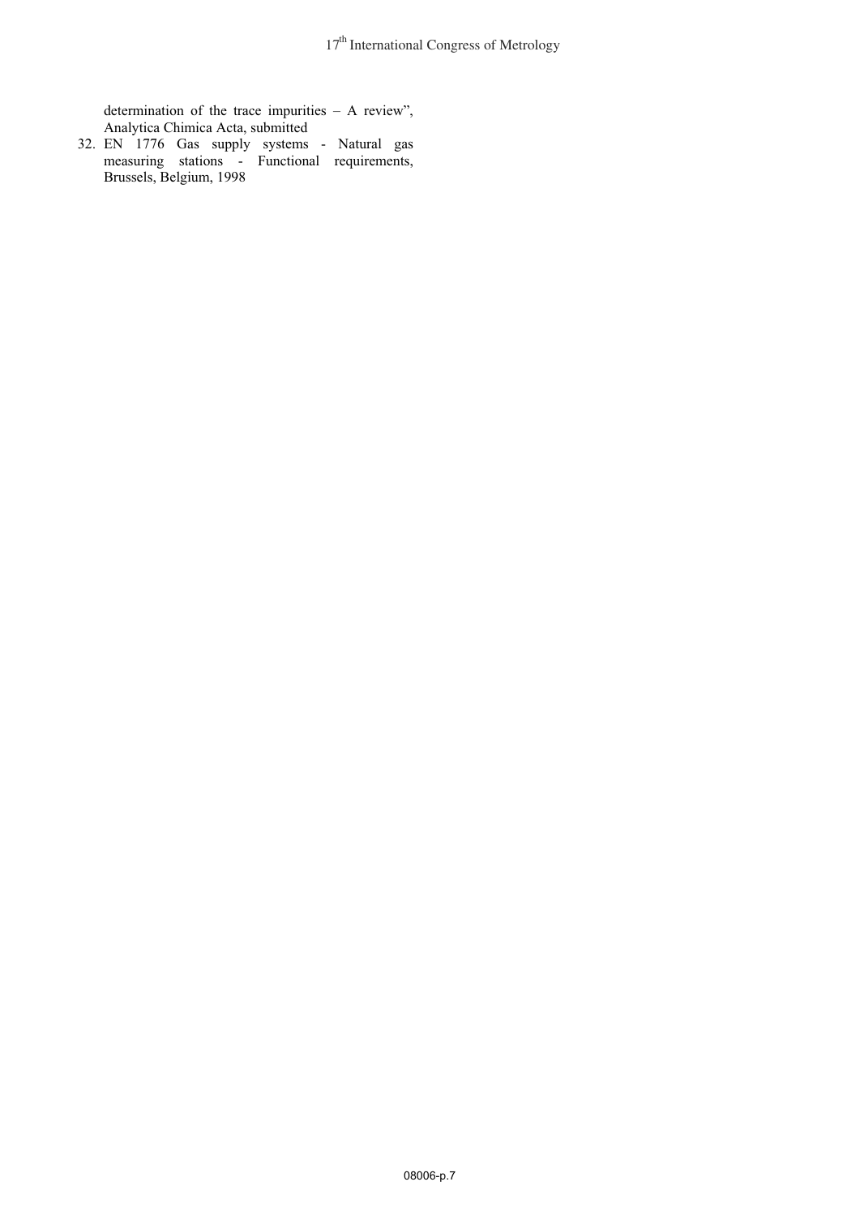determination of the trace impurities – A review", Analytica Chimica Acta, submitted

32. EN 1776 Gas supply systems - Natural gas measuring stations - Functional requirements, Brussels, Belgium, 1998